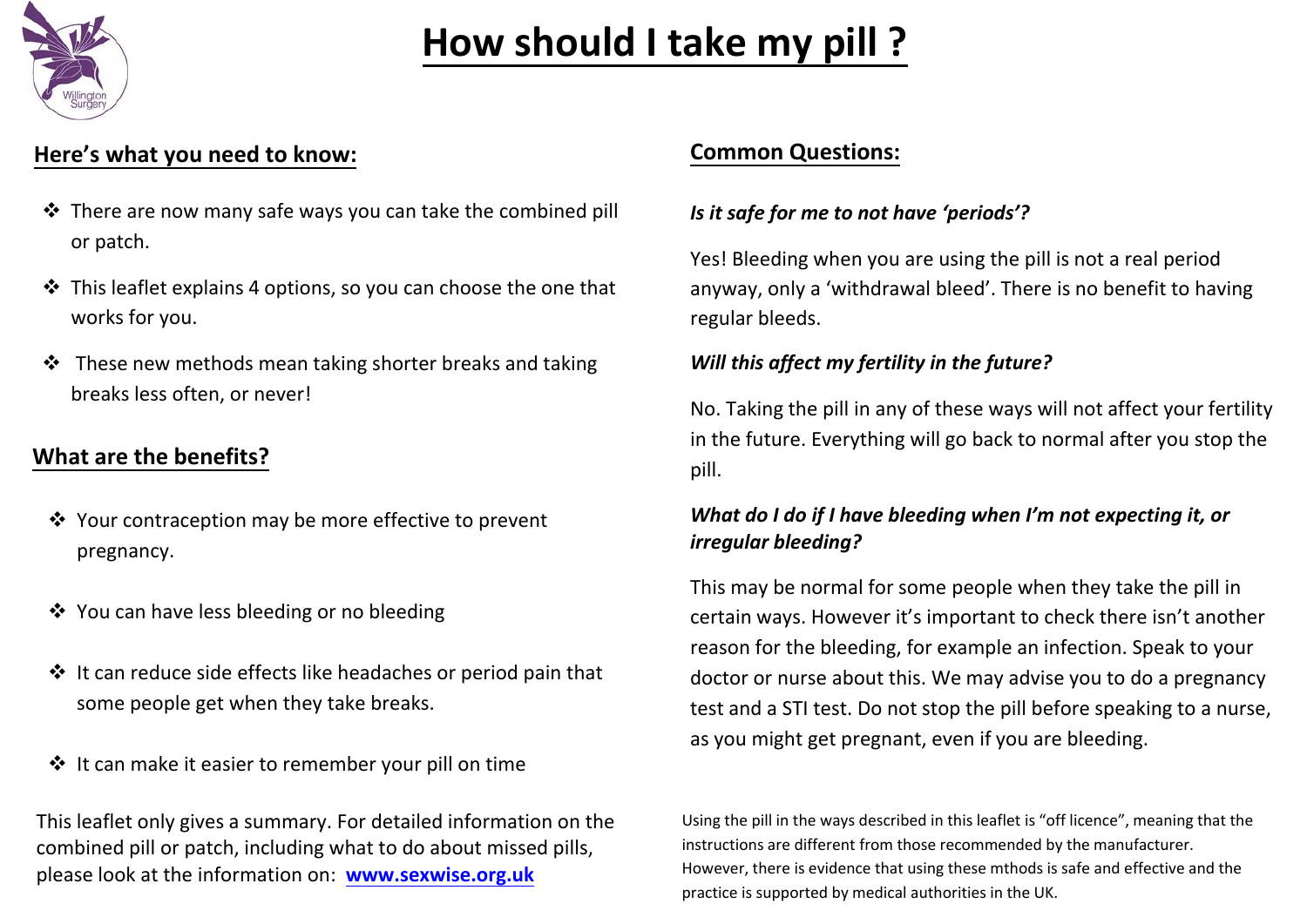# How should I take my pill ?

## Here's what you need to know:

- There are now many safe ways you can take the combined pill or patch.
- This leaflet explains 4 options, so you can choose the one that works for you.
- These new methods mean taking shorter breaks and taking breaks less often, or never!

## What are the benefits?

- Your contraception may be more effective to prevent pregnancy.
- You can have less bleeding or no bleeding
- It can reduce side effects like headaches or period pain that some people get when they take breaks.
- It can make it easier to remember your pill on time

This leaflet only gives a summary. For detailed information on the combined pill or patch, including what to do about missed pills, please look at the information on: **www.sexwise.org.uk**

## Common Questions:

***Is it safe for me to not have 'periods'?***

Yes! Bleeding when you are using the pill is not a real period anyway, only a 'withdrawal bleed'. There is no benefit to having regular bleeds.

***Will this affect my fertility in the future?***

No. Taking the pill in any of these ways will not affect your fertility in the future. Everything will go back to normal after you stop the pill.

***What do I do if I have bleeding when I'm not expecting it, or irregular bleeding?***

This may be normal for some people when they take the pill in certain ways. However it's important to check there isn't another reason for the bleeding, for example an infection. Speak to your doctor or nurse about this. We may advise you to do a pregnancy test and a STI test. Do not stop the pill before speaking to a nurse, as you might get pregnant, even if you are bleeding.

Using the pill in the ways described in this leaflet is "off licence", meaning that the instructions are different from those recommended by the manufacturer. However, there is evidence that using these mthods is safe and effective and the practice is supported by medical authorities in the UK.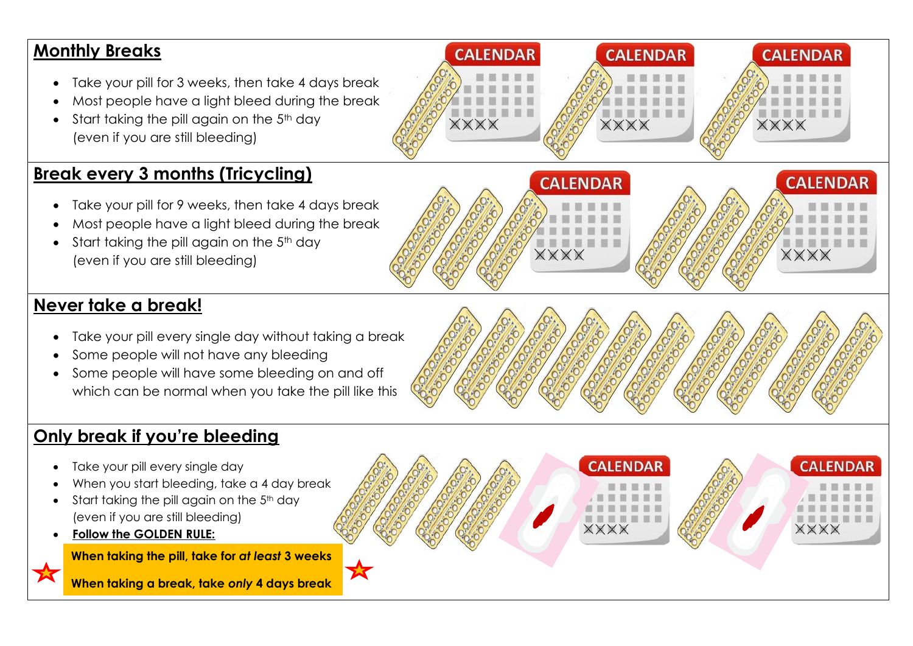## Monthly Breaks

- Take your pill for 3 weeks, then take 4 days break
- Most people have a light bleed during the break
- Start taking the pill again on the 5th day (even if you are still bleeding)

## Break every 3 months (Tricycling)

- Take your pill for 9 weeks, then take 4 days break
- Most people have a light bleed during the break
- Start taking the pill again on the 5th day (even if you are still bleeding)

## Never take a break!

- Take your pill every single day without taking a break
- Some people will not have any bleeding
- Some people will have some bleeding on and off which can be normal when you take the pill like this

## Only break if you're bleeding

- Take your pill every single day
- When you start bleeding, take a 4 day break
- Start taking the pill again on the 5th day (even if you are still bleeding)
- **Follow the GOLDEN RULE:**

**When taking the pill, take for *at least* 3 weeks**

**When taking a break, take *only* 4 days break**